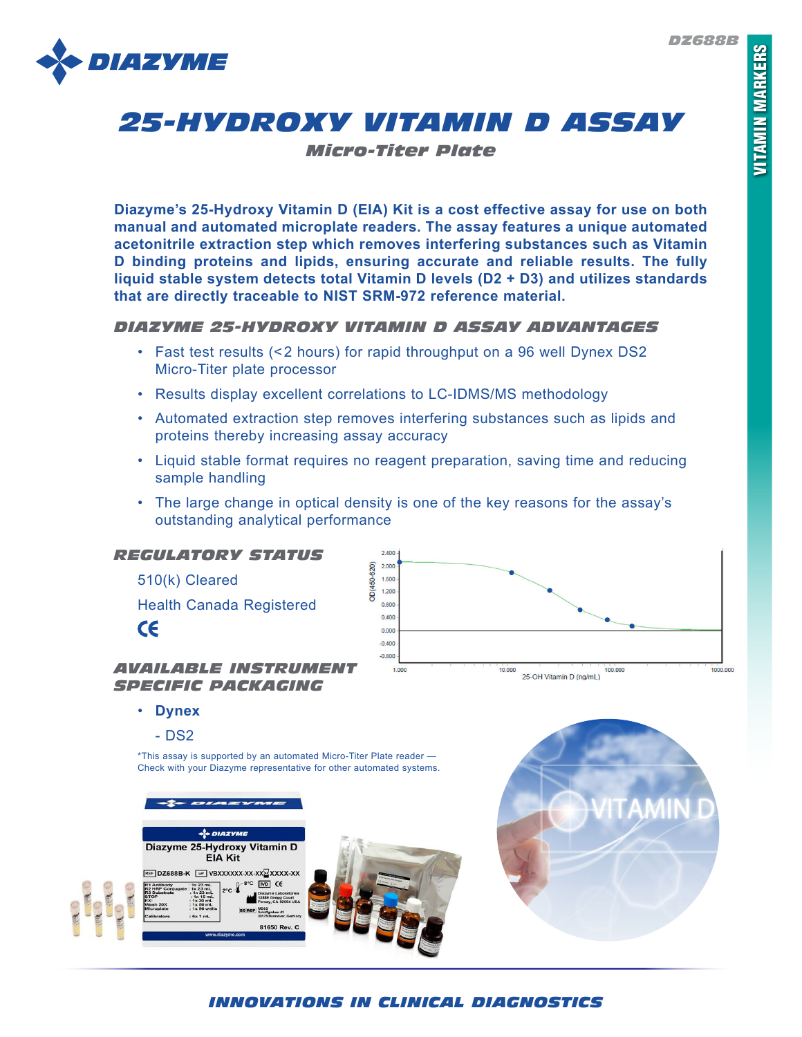# 25-HYDROXY VITAMIN D ASSAY

## Micro-Titer Plate

**Diazyme's 25-Hydroxy Vitamin D (EIA) Kit is a cost effective assay for use on both manual and automated microplate readers. The assay features a unique automated acetonitrile extraction step which removes interfering substances such as Vitamin D binding proteins and lipids, ensuring accurate and reliable results. The fully liquid stable system detects total Vitamin D levels (D2 + D3) and utilizes standards that are directly traceable to NIST SRM-972 reference material.**

### DIAZYME 25-HYDROXY VITAMIN D ASSAY ADVANTAGES

- Fast test results (<2 hours) for rapid throughput on a 96 well Dynex DS2 Micro-Titer plate processor
- Results display excellent correlations to LC-IDMS/MS methodology
- Automated extraction step removes interfering substances such as lipids and proteins thereby increasing assay accuracy
- Liquid stable format requires no reagent preparation, saving time and reducing sample handling
- The large change in optical density is one of the key reasons for the assay's outstanding analytical performance

### REGULATORY STATUS

510(k) Cleared

Health Canada Registered

CE

### AVAILABLE INSTRUMENT SPECIFIC PACKAGING

- **Dynex**
  - DS2

*This assay is supported by an automated Micro-Titer Plate reader — Check with your Diazyme representative for other automated systems.

INNOVATIONS IN CLINICAL DIAGNOSTICS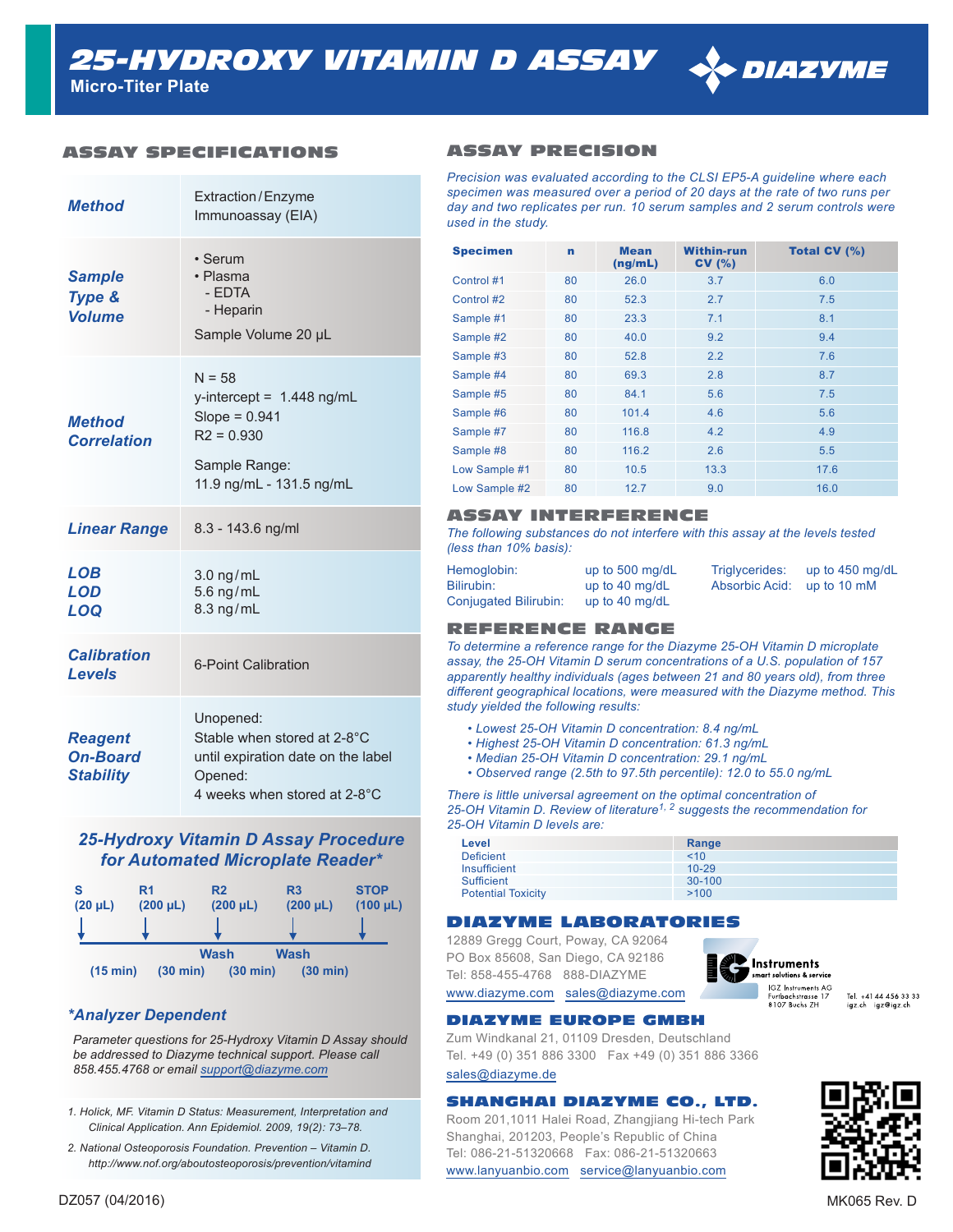# 25-HYDROXY VITAMIN D ASSAY

**Micro-Titer Plate**

DIAZYME

## ASSAY SPECIFICATIONS

| | |
|---|---|
| **Method** | Extraction/Enzyme Immunoassay (EIA) |
| **Sample Type & Volume** | • Serum<br>• Plasma<br>- EDTA<br>- Heparin<br>Sample Volume 20 µL |
| **Method Correlation** | N = 58<br>y-intercept = 1.448 ng/mL<br>Slope = 0.941<br>R2 = 0.930<br>Sample Range:<br>11.9 ng/mL - 131.5 ng/mL |
| **Linear Range** | 8.3 - 143.6 ng/ml |
| **LOB**<br>**LOD**<br>**LOQ** | 3.0 ng/mL<br>5.6 ng/mL<br>8.3 ng/mL |
| **Calibration Levels** | 6-Point Calibration |
| **Reagent On-Board Stability** | Unopened:<br>Stable when stored at 2-8°C until expiration date on the label<br>Opened:<br>4 weeks when stored at 2-8°C |

### *25-Hydroxy Vitamin D Assay Procedure for Automated Microplate Reader**

S (20 µL) → (15 min) → R1 (200 µL) → (30 min) → R2 (200 µL) → Wash (30 min) → R3 (200 µL) → Wash (30 min) → STOP (100 µL)

***Analyzer Dependent**

*Parameter questions for 25-Hydroxy Vitamin D Assay should be addressed to Diazyme technical support. Please call 858.455.4768 or email support@diazyme.com*

1. Holick, MF. Vitamin D Status: Measurement, Interpretation and Clinical Application. Ann Epidemiol. 2009, 19(2): 73–78.
2. National Osteoporosis Foundation. Prevention – Vitamin D. http://www.nof.org/aboutosteoporosis/prevention/vitamind

## ASSAY PRECISION

*Precision was evaluated according to the CLSI EP5-A guideline where each specimen was measured over a period of 20 days at the rate of two runs per day and two replicates per run. 10 serum samples and 2 serum controls were used in the study.*

| Specimen | n | Mean (ng/mL) | Within-run CV (%) | Total CV (%) |
|---|---|---|---|---|
| Control #1 | 80 | 26.0 | 3.7 | 6.0 |
| Control #2 | 80 | 52.3 | 2.7 | 7.5 |
| Sample #1 | 80 | 23.3 | 7.1 | 8.1 |
| Sample #2 | 80 | 40.0 | 9.2 | 9.4 |
| Sample #3 | 80 | 52.8 | 2.2 | 7.6 |
| Sample #4 | 80 | 69.3 | 2.8 | 8.7 |
| Sample #5 | 80 | 84.1 | 5.6 | 7.5 |
| Sample #6 | 80 | 101.4 | 4.6 | 5.6 |
| Sample #7 | 80 | 116.8 | 4.2 | 4.9 |
| Sample #8 | 80 | 116.2 | 2.6 | 5.5 |
| Low Sample #1 | 80 | 10.5 | 13.3 | 17.6 |
| Low Sample #2 | 80 | 12.7 | 9.0 | 16.0 |

## ASSAY INTERFERENCE

*The following substances do not interfere with this assay at the levels tested (less than 10% basis):*

| | | | |
|---|---|---|---|
| Hemoglobin: | up to 500 mg/dL | Triglycerides: | up to 450 mg/dL |
| Bilirubin: | up to 40 mg/dL | Absorbic Acid: | up to 10 mM |
| Conjugated Bilirubin: | up to 40 mg/dL | | |

## REFERENCE RANGE

*To determine a reference range for the Diazyme 25-OH Vitamin D microplate assay, the 25-OH Vitamin D serum concentrations of a U.S. population of 157 apparently healthy individuals (ages between 21 and 80 years old), from three different geographical locations, were measured with the Diazyme method. This study yielded the following results:*

- *Lowest 25-OH Vitamin D concentration: 8.4 ng/mL*
- *Highest 25-OH Vitamin D concentration: 61.3 ng/mL*
- *Median 25-OH Vitamin D concentration: 29.1 ng/mL*
- *Observed range (2.5th to 97.5th percentile): 12.0 to 55.0 ng/mL*

*There is little universal agreement on the optimal concentration of 25-OH Vitamin D. Review of literature[1, 2] suggests the recommendation for 25-OH Vitamin D levels are:*

| Level | Range |
|---|---|
| Deficient | <10 |
| Insufficient | 10-29 |
| Sufficient | 30-100 |
| Potential Toxicity | >100 |

## DIAZYME LABORATORIES

12889 Gregg Court, Poway, CA 92064
PO Box 85608, San Diego, CA 92186
Tel: 858-455-4768 888-DIAZYME
www.diazyme.com sales@diazyme.com

IG Instruments smart solutions & service
IGZ Instruments AG
Furlbachstrasse 17
8107 Buchs ZH
Tel. +41 44 456 33 33
igz.ch igz@igz.ch

## DIAZYME EUROPE GMBH

Zum Windkanal 21, 01109 Dresden, Deutschland
Tel. +49 (0) 351 886 3300 Fax +49 (0) 351 886 3366
sales@diazyme.de

## SHANGHAI DIAZYME CO., LTD.

Room 201,1011 Halei Road, Zhangjiang Hi-tech Park
Shanghai, 201203, People's Republic of China
Tel: 086-21-51320668 Fax: 086-21-51320663
www.lanyuanbio.com service@lanyuanbio.com

DZ057 (04/2016)

MK065 Rev. D